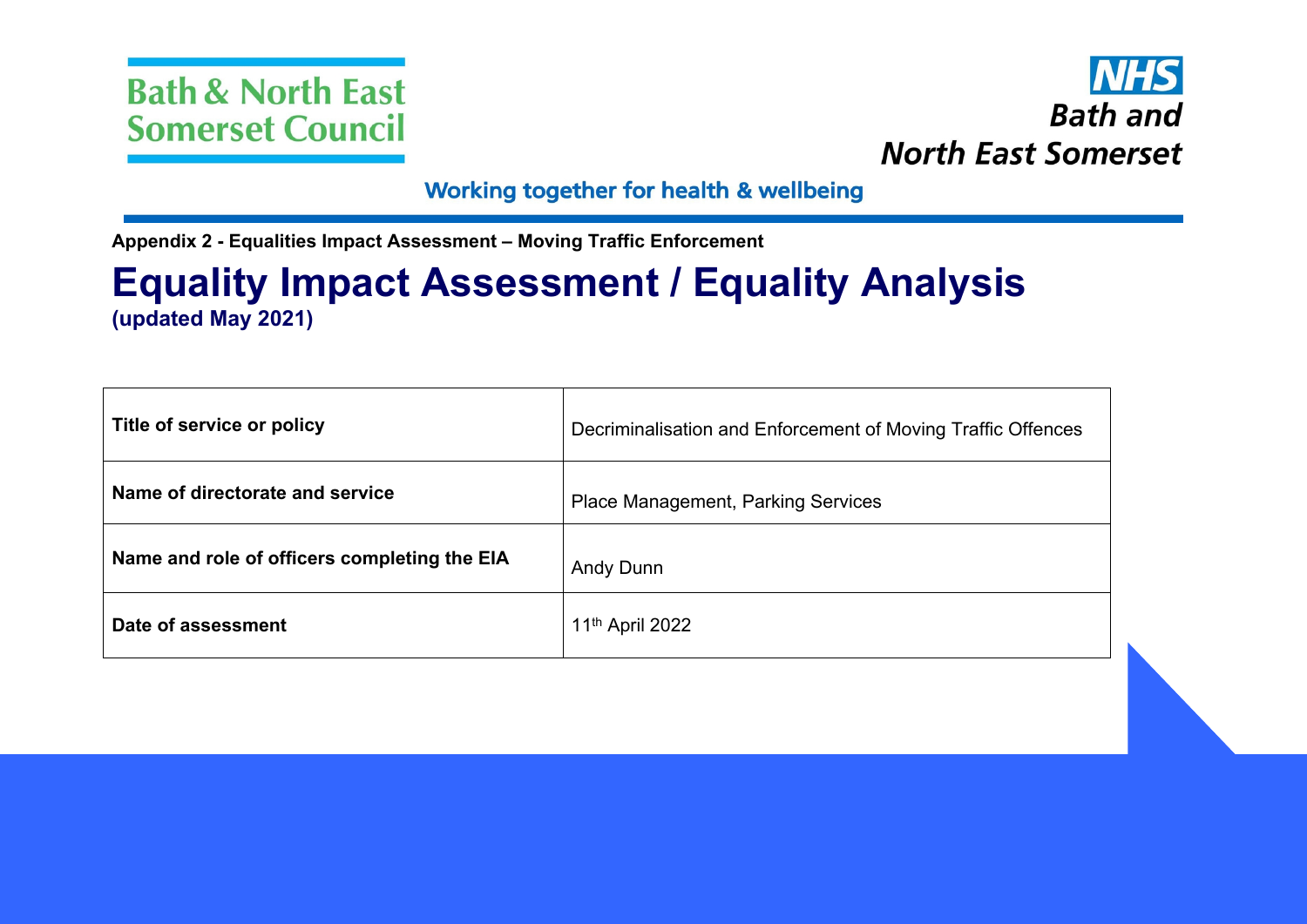Bath & North East Somerset Council

NHS Bath and North East Somerset

Working together for health & wellbeing

**Appendix 2 - Equalities Impact Assessment – Moving Traffic Enforcement**

# Equality Impact Assessment / Equality Analysis

**(updated May 2021)**

| | |
|---|---|
| **Title of service or policy** | Decriminalisation and Enforcement of Moving Traffic Offences |
| **Name of directorate and service** | Place Management, Parking Services |
| **Name and role of officers completing the EIA** | Andy Dunn |
| **Date of assessment** | 11th April 2022 |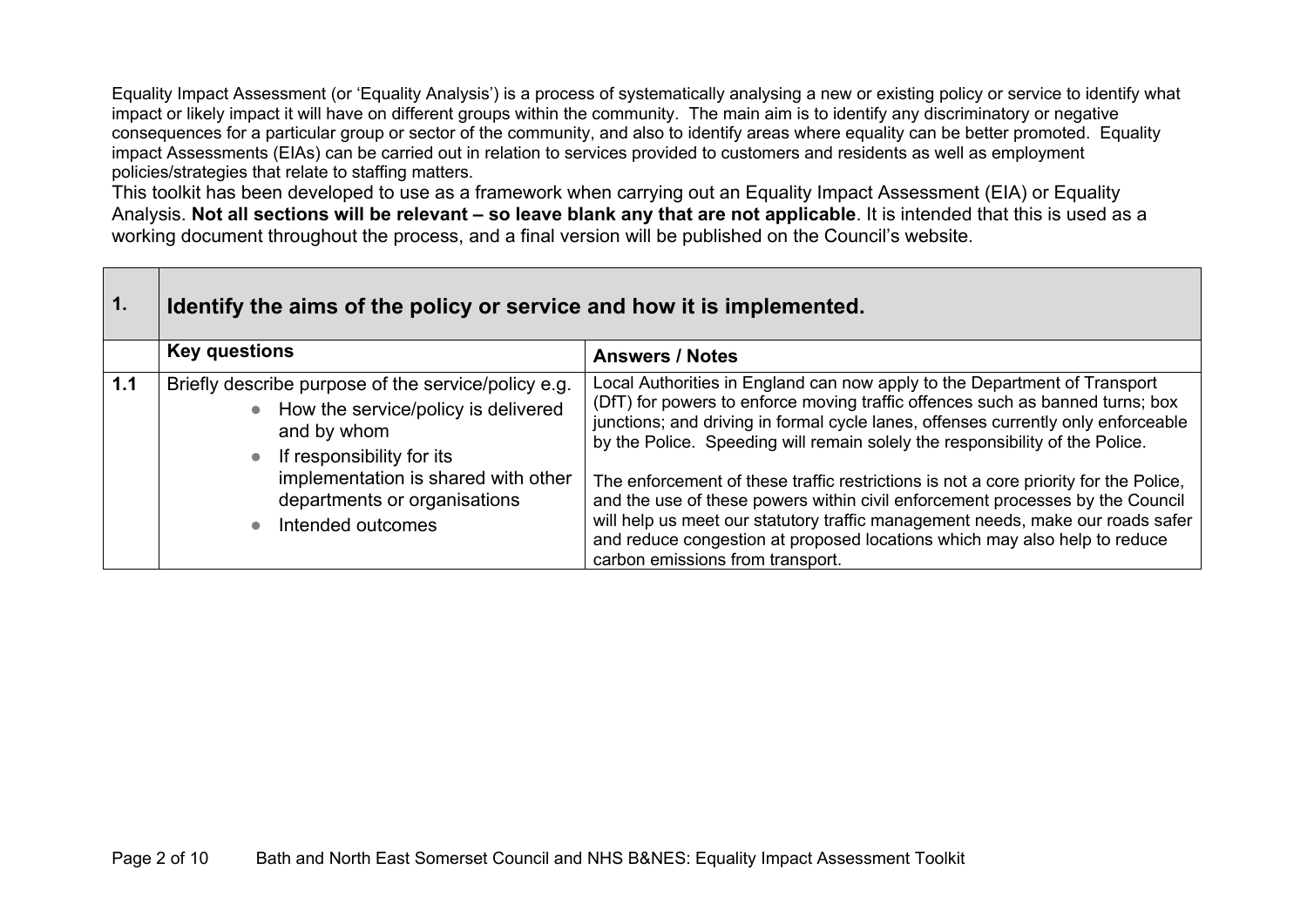Equality Impact Assessment (or 'Equality Analysis') is a process of systematically analysing a new or existing policy or service to identify what impact or likely impact it will have on different groups within the community. The main aim is to identify any discriminatory or negative consequences for a particular group or sector of the community, and also to identify areas where equality can be better promoted. Equality impact Assessments (EIAs) can be carried out in relation to services provided to customers and residents as well as employment policies/strategies that relate to staffing matters.

This toolkit has been developed to use as a framework when carrying out an Equality Impact Assessment (EIA) or Equality Analysis. **Not all sections will be relevant – so leave blank any that are not applicable**. It is intended that this is used as a working document throughout the process, and a final version will be published on the Council's website.

| **1.** | **Identify the aims of the policy or service and how it is implemented.** | |
|---|---|---|
| | **Key questions** | **Answers / Notes** |
| **1.1** | Briefly describe purpose of the service/policy e.g.<br>• How the service/policy is delivered and by whom<br>• If responsibility for its implementation is shared with other departments or organisations<br>• Intended outcomes | Local Authorities in England can now apply to the Department of Transport (DfT) for powers to enforce moving traffic offences such as banned turns; box junctions; and driving in formal cycle lanes, offenses currently only enforceable by the Police. Speeding will remain solely the responsibility of the Police.<br><br>The enforcement of these traffic restrictions is not a core priority for the Police, and the use of these powers within civil enforcement processes by the Council will help us meet our statutory traffic management needs, make our roads safer and reduce congestion at proposed locations which may also help to reduce carbon emissions from transport. |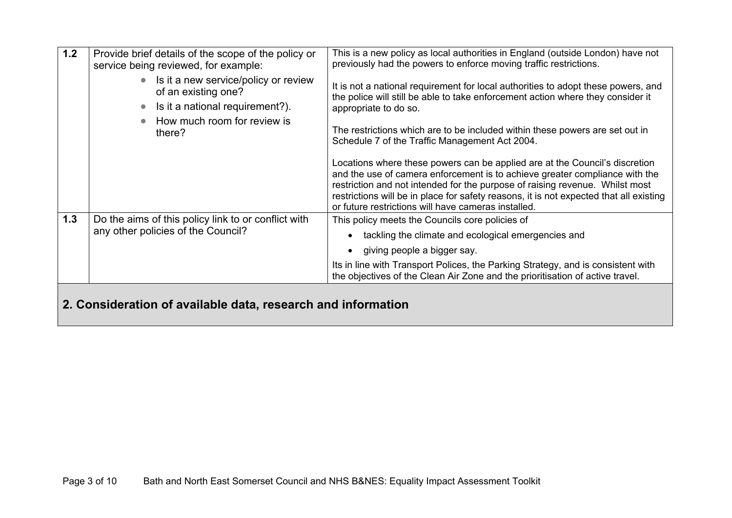| | | |
|---|---|---|
| **1.2** | Provide brief details of the scope of the policy or service being reviewed, for example:<br>• Is it a new service/policy or review of an existing one?<br>• Is it a national requirement?).<br>• How much room for review is there? | This is a new policy as local authorities in England (outside London) have not previously had the powers to enforce moving traffic restrictions.<br><br>It is not a national requirement for local authorities to adopt these powers, and the police will still be able to take enforcement action where they consider it appropriate to do so.<br><br>The restrictions which are to be included within these powers are set out in Schedule 7 of the Traffic Management Act 2004.<br><br>Locations where these powers can be applied are at the Council's discretion and the use of camera enforcement is to achieve greater compliance with the restriction and not intended for the purpose of raising revenue. Whilst most restrictions will be in place for safety reasons, it is not expected that all existing or future restrictions will have cameras installed. |
| **1.3** | Do the aims of this policy link to or conflict with any other policies of the Council? | This policy meets the Councils core policies of<br>• tackling the climate and ecological emergencies and<br>• giving people a bigger say.<br><br>Its in line with Transport Polices, the Parking Strategy, and is consistent with the objectives of the Clean Air Zone and the prioritisation of active travel. |

## 2. Consideration of available data, research and information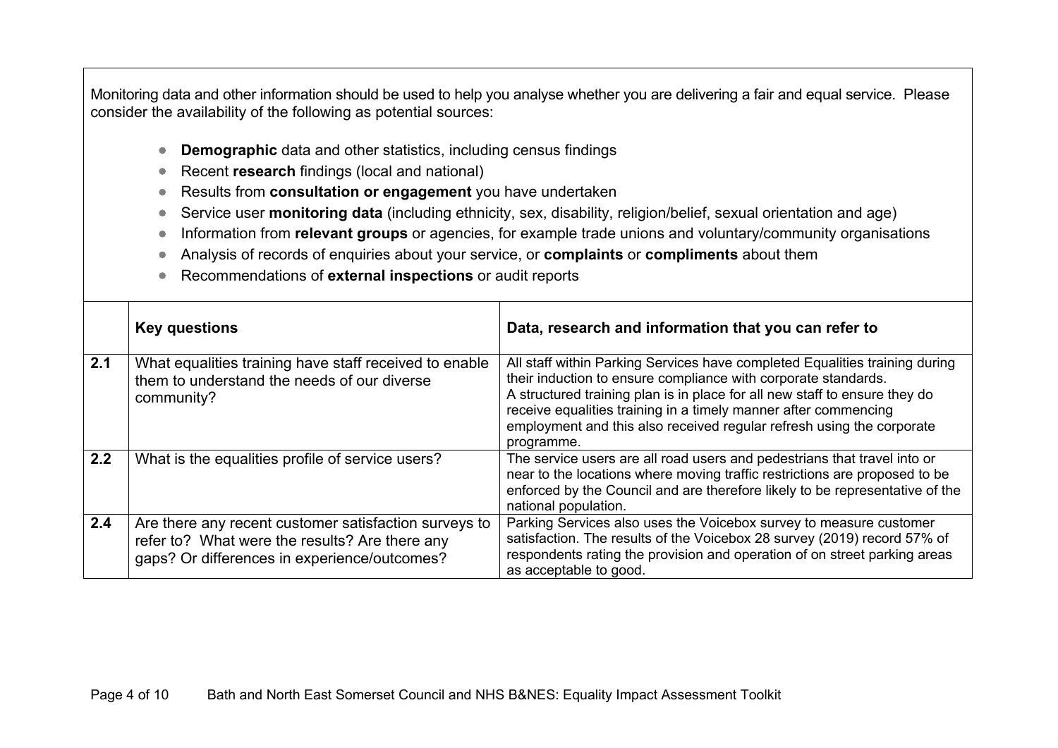Monitoring data and other information should be used to help you analyse whether you are delivering a fair and equal service. Please consider the availability of the following as potential sources:

- **Demographic** data and other statistics, including census findings
- Recent **research** findings (local and national)
- Results from **consultation or engagement** you have undertaken
- Service user **monitoring data** (including ethnicity, sex, disability, religion/belief, sexual orientation and age)
- Information from **relevant groups** or agencies, for example trade unions and voluntary/community organisations
- Analysis of records of enquiries about your service, or **complaints** or **compliments** about them
- Recommendations of **external inspections** or audit reports

| | **Key questions** | **Data, research and information that you can refer to** |
|---|---|---|
| **2.1** | What equalities training have staff received to enable them to understand the needs of our diverse community? | All staff within Parking Services have completed Equalities training during their induction to ensure compliance with corporate standards. A structured training plan is in place for all new staff to ensure they do receive equalities training in a timely manner after commencing employment and this also received regular refresh using the corporate programme. |
| **2.2** | What is the equalities profile of service users? | The service users are all road users and pedestrians that travel into or near to the locations where moving traffic restrictions are proposed to be enforced by the Council and are therefore likely to be representative of the national population. |
| **2.4** | Are there any recent customer satisfaction surveys to refer to? What were the results? Are there any gaps? Or differences in experience/outcomes? | Parking Services also uses the Voicebox survey to measure customer satisfaction. The results of the Voicebox 28 survey (2019) record 57% of respondents rating the provision and operation of on street parking areas as acceptable to good. |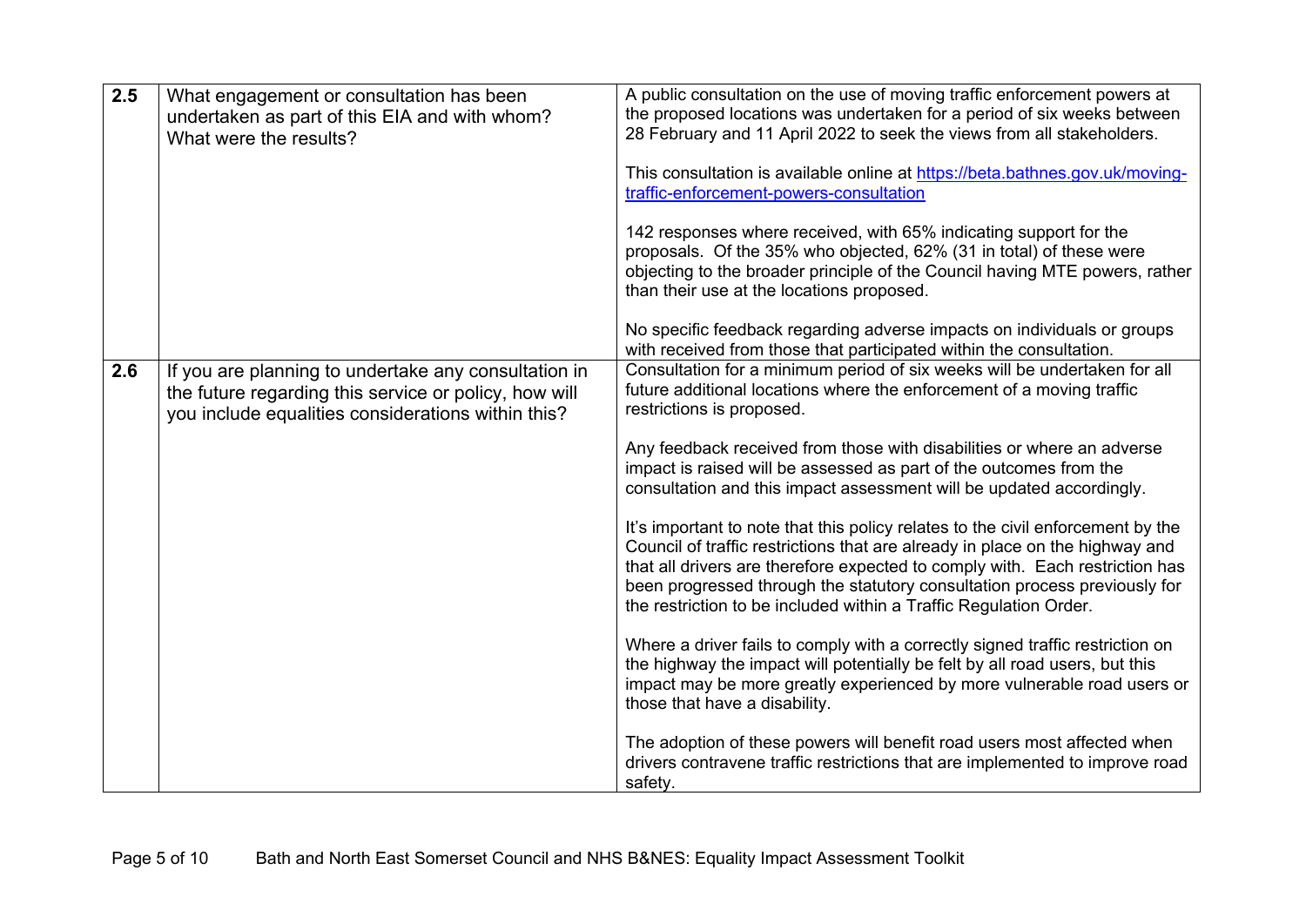| | | |
|---|---|---|
| **2.5** | What engagement or consultation has been undertaken as part of this EIA and with whom? What were the results? | A public consultation on the use of moving traffic enforcement powers at the proposed locations was undertaken for a period of six weeks between 28 February and 11 April 2022 to seek the views from all stakeholders.<br><br>This consultation is available online at [https://beta.bathnes.gov.uk/moving-traffic-enforcement-powers-consultation](https://beta.bathnes.gov.uk/moving-traffic-enforcement-powers-consultation)<br><br>142 responses where received, with 65% indicating support for the proposals. Of the 35% who objected, 62% (31 in total) of these were objecting to the broader principle of the Council having MTE powers, rather than their use at the locations proposed.<br><br>No specific feedback regarding adverse impacts on individuals or groups with received from those that participated within the consultation. |
| **2.6** | If you are planning to undertake any consultation in the future regarding this service or policy, how will you include equalities considerations within this? | Consultation for a minimum period of six weeks will be undertaken for all future additional locations where the enforcement of a moving traffic restrictions is proposed.<br><br>Any feedback received from those with disabilities or where an adverse impact is raised will be assessed as part of the outcomes from the consultation and this impact assessment will be updated accordingly.<br><br>It's important to note that this policy relates to the civil enforcement by the Council of traffic restrictions that are already in place on the highway and that all drivers are therefore expected to comply with. Each restriction has been progressed through the statutory consultation process previously for the restriction to be included within a Traffic Regulation Order.<br><br>Where a driver fails to comply with a correctly signed traffic restriction on the highway the impact will potentially be felt by all road users, but this impact may be more greatly experienced by more vulnerable road users or those that have a disability.<br><br>The adoption of these powers will benefit road users most affected when drivers contravene traffic restrictions that are implemented to improve road safety. |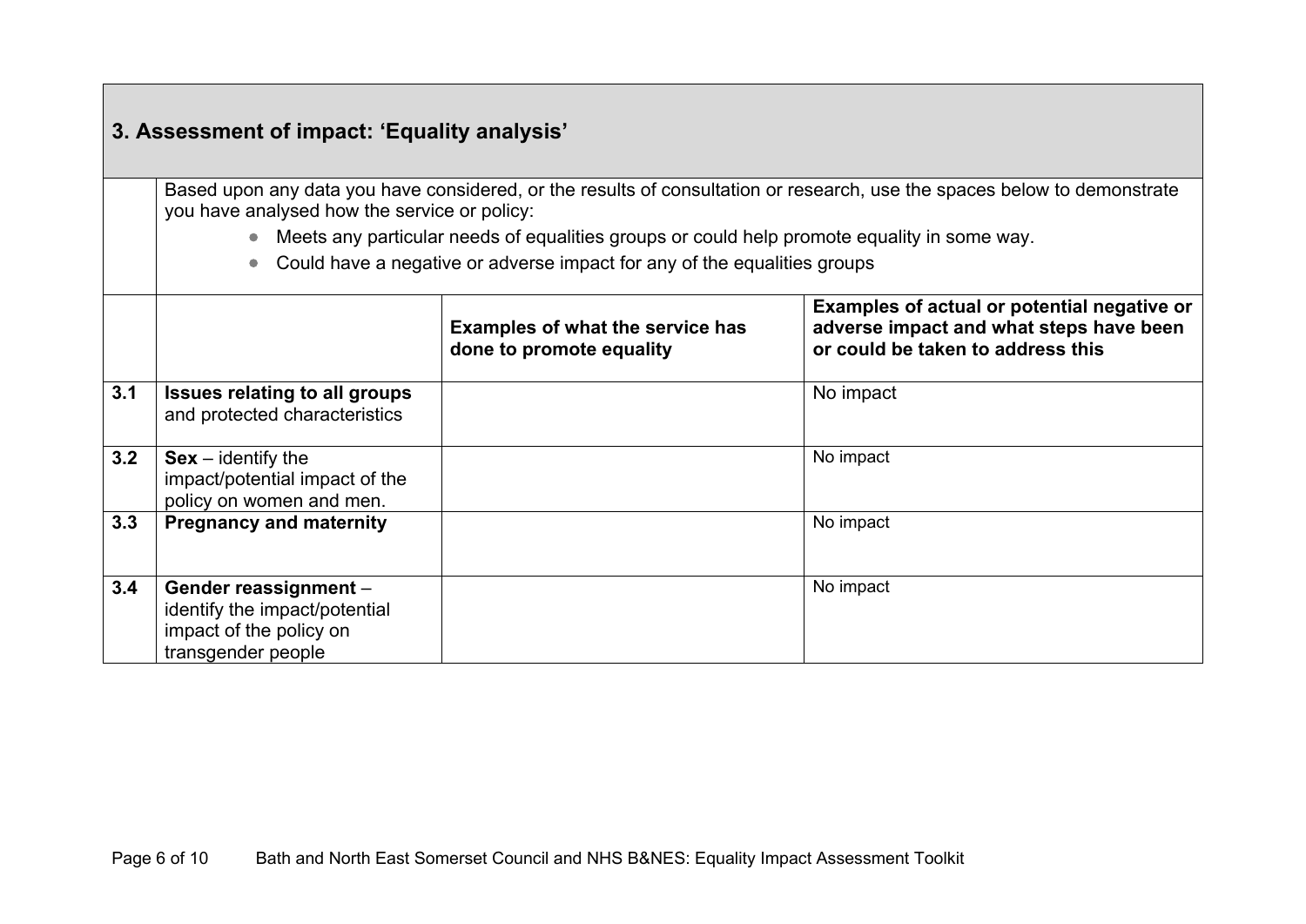## 3. Assessment of impact: 'Equality analysis'

Based upon any data you have considered, or the results of consultation or research, use the spaces below to demonstrate you have analysed how the service or policy:

- Meets any particular needs of equalities groups or could help promote equality in some way.
- Could have a negative or adverse impact for any of the equalities groups

| | | Examples of what the service has done to promote equality | Examples of actual or potential negative or adverse impact and what steps have been or could be taken to address this |
|---|---|---|---|
| 3.1 | **Issues relating to all groups** and protected characteristics | | No impact |
| 3.2 | **Sex** – identify the impact/potential impact of the policy on women and men. | | No impact |
| 3.3 | **Pregnancy and maternity** | | No impact |
| 3.4 | **Gender reassignment** – identify the impact/potential impact of the policy on transgender people | | No impact |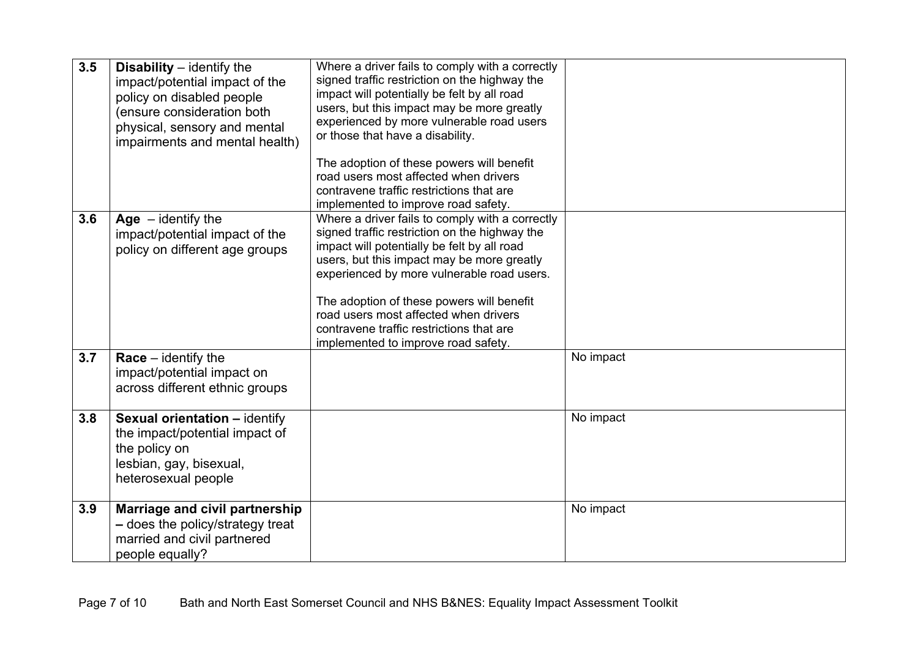| 3.5 | **Disability** – identify the impact/potential impact of the policy on disabled people (ensure consideration both physical, sensory and mental impairments and mental health) | Where a driver fails to comply with a correctly signed traffic restriction on the highway the impact will potentially be felt by all road users, but this impact may be more greatly experienced by more vulnerable road users or those that have a disability.<br><br>The adoption of these powers will benefit road users most affected when drivers contravene traffic restrictions that are implemented to improve road safety. | |
|---|---|---|---|
| 3.6 | **Age** – identify the impact/potential impact of the policy on different age groups | Where a driver fails to comply with a correctly signed traffic restriction on the highway the impact will potentially be felt by all road users, but this impact may be more greatly experienced by more vulnerable road users.<br><br>The adoption of these powers will benefit road users most affected when drivers contravene traffic restrictions that are implemented to improve road safety. | |
| 3.7 | **Race** – identify the impact/potential impact on across different ethnic groups | | No impact |
| 3.8 | **Sexual orientation –** identify the impact/potential impact of the policy on lesbian, gay, bisexual, heterosexual people | | No impact |
| 3.9 | **Marriage and civil partnership –** does the policy/strategy treat married and civil partnered people equally? | | No impact |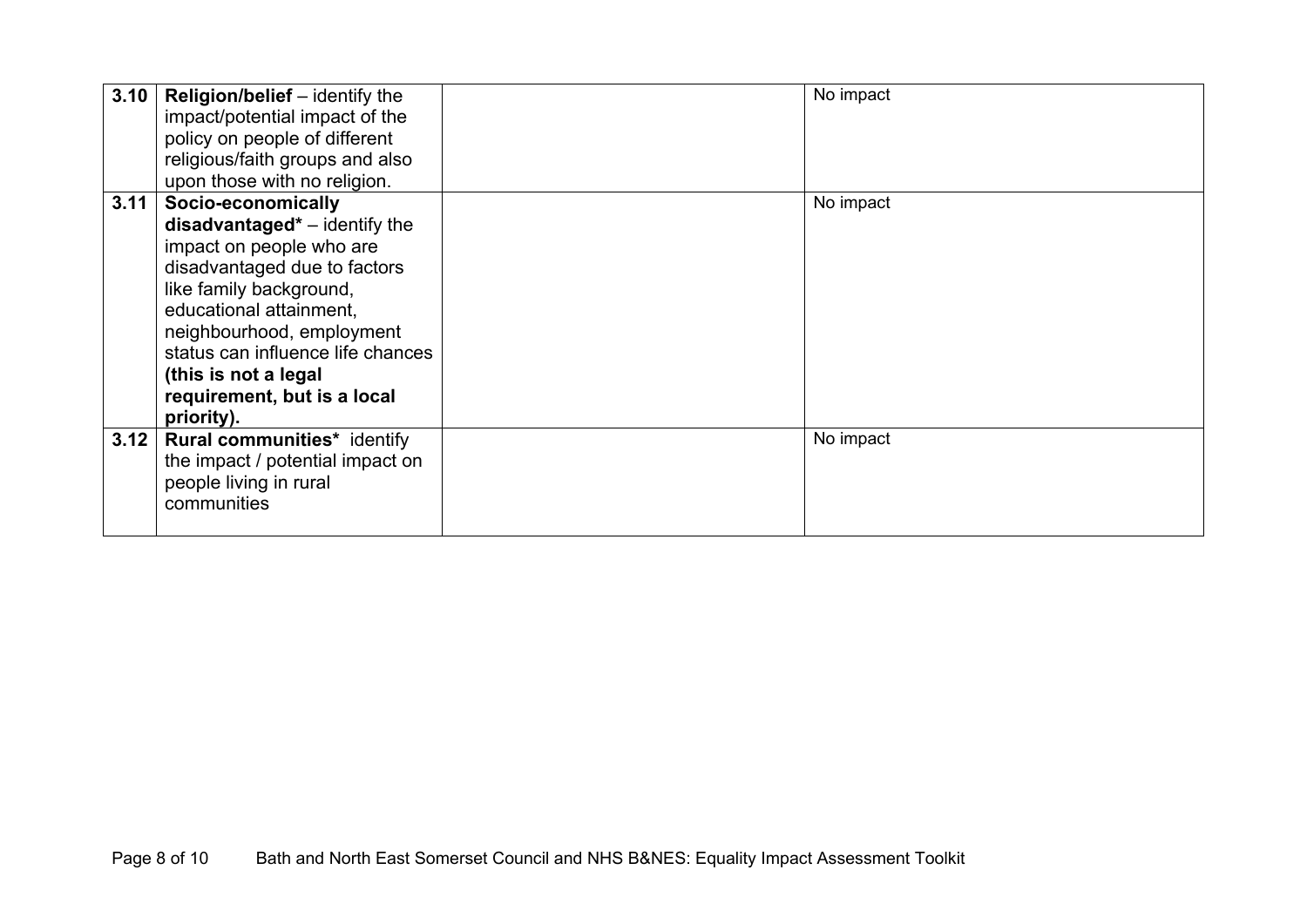| 3.10 | **Religion/belief** – identify the impact/potential impact of the policy on people of different religious/faith groups and also upon those with no religion. | | No impact |
|---|---|---|---|
| 3.11 | **Socio-economically disadvantaged*** – identify the impact on people who are disadvantaged due to factors like family background, educational attainment, neighbourhood, employment status can influence life chances **(this is not a legal requirement, but is a local priority).** | | No impact |
| 3.12 | **Rural communities*** identify the impact / potential impact on people living in rural communities | | No impact |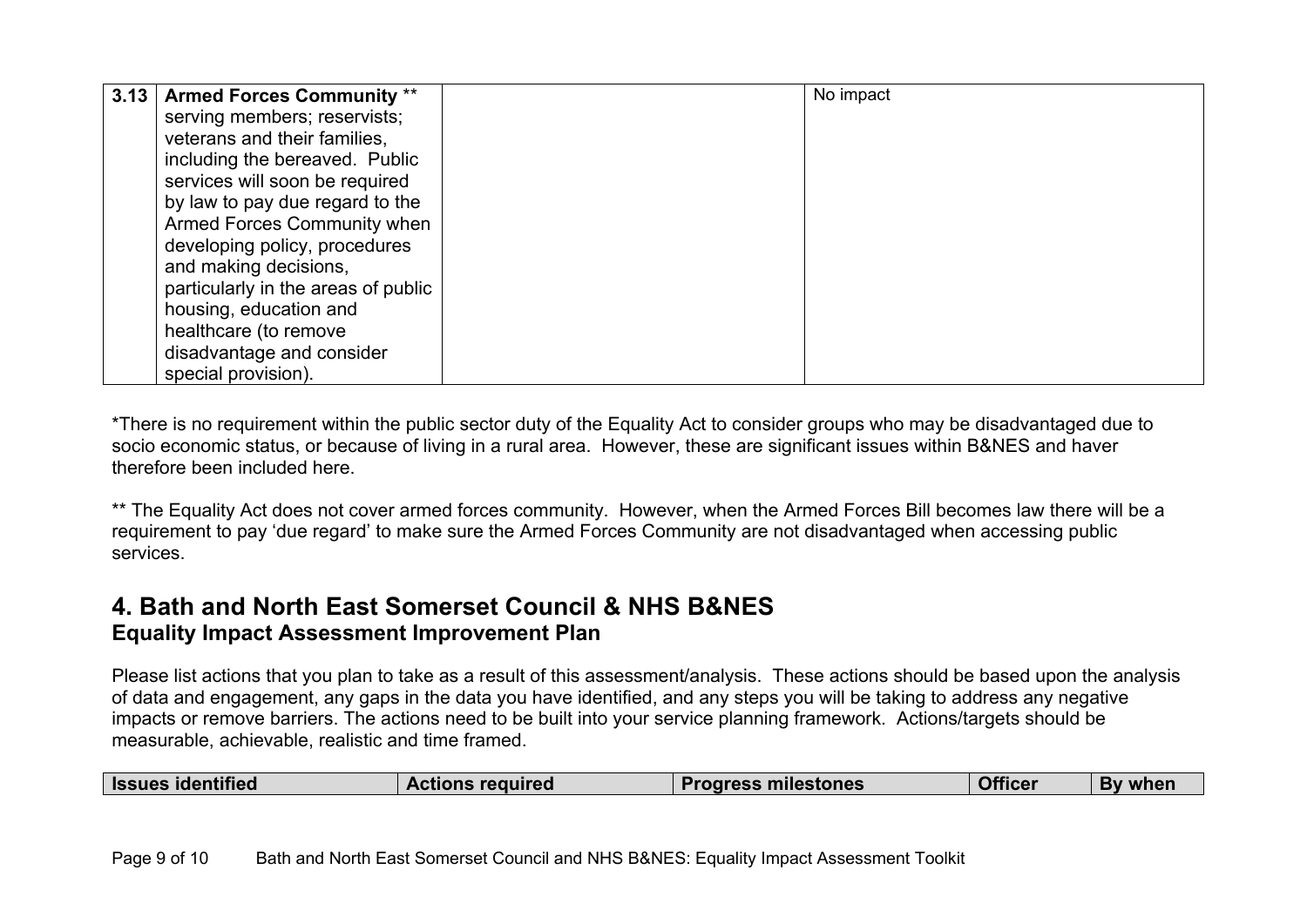| 3.13 | **Armed Forces Community** ** serving members; reservists; veterans and their families, including the bereaved. Public services will soon be required by law to pay due regard to the Armed Forces Community when developing policy, procedures and making decisions, particularly in the areas of public housing, education and healthcare (to remove disadvantage and consider special provision). | | No impact |
|---|---|---|---|

*There is no requirement within the public sector duty of the Equality Act to consider groups who may be disadvantaged due to socio economic status, or because of living in a rural area. However, these are significant issues within B&NES and haver therefore been included here.

** The Equality Act does not cover armed forces community. However, when the Armed Forces Bill becomes law there will be a requirement to pay 'due regard' to make sure the Armed Forces Community are not disadvantaged when accessing public services.

## 4. Bath and North East Somerset Council & NHS B&NES

### Equality Impact Assessment Improvement Plan

Please list actions that you plan to take as a result of this assessment/analysis. These actions should be based upon the analysis of data and engagement, any gaps in the data you have identified, and any steps you will be taking to address any negative impacts or remove barriers. The actions need to be built into your service planning framework. Actions/targets should be measurable, achievable, realistic and time framed.

| Issues identified | Actions required | Progress milestones | Officer | By when |
|---|---|---|---|---|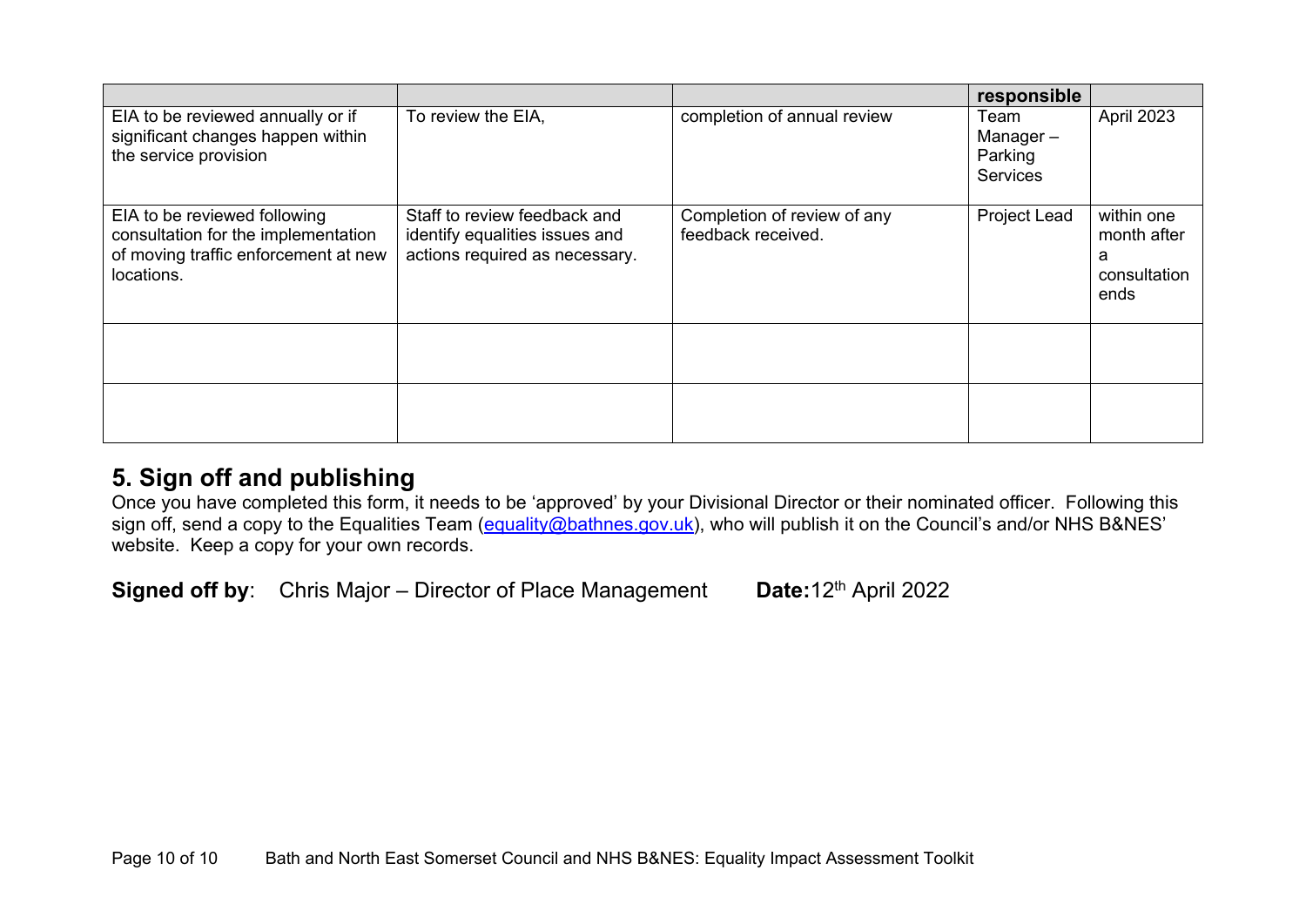| | | | responsible | |
|---|---|---|---|---|
| EIA to be reviewed annually or if significant changes happen within the service provision | To review the EIA, | completion of annual review | Team Manager – Parking Services | April 2023 |
| EIA to be reviewed following consultation for the implementation of moving traffic enforcement at new locations. | Staff to review feedback and identify equalities issues and actions required as necessary. | Completion of review of any feedback received. | Project Lead | within one month after a consultation ends |
| | | | | |
| | | | | |

## 5. Sign off and publishing

Once you have completed this form, it needs to be 'approved' by your Divisional Director or their nominated officer. Following this sign off, send a copy to the Equalities Team (equality@bathnes.gov.uk), who will publish it on the Council's and/or NHS B&NES' website. Keep a copy for your own records.

**Signed off by**: Chris Major – Director of Place Management **Date:**12th April 2022